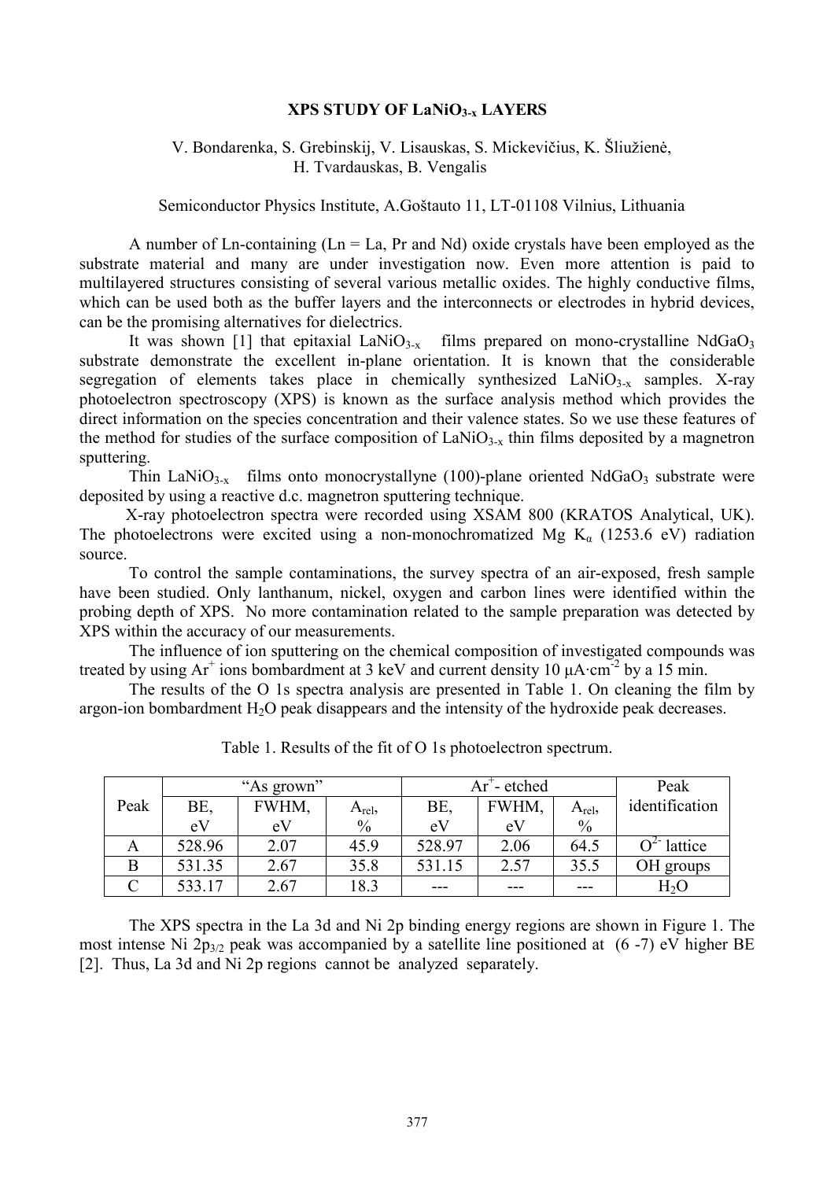# XPS STUDY OF $LaNiO_{3-x}$ LAYERS

V. Bondarenka, S. Grebinskij, V. Lisauskas, S. Mickevičius, K. Šliužienė, H. Tvardauskas, B. Vengalis

Semiconductor Physics Institute, A.Goštauto 11, LT-01108 Vilnius, Lithuania

A number of Ln-containing (Ln = La, Pr and Nd) oxide crystals have been employed as the substrate material and many are under investigation now. Even more attention is paid to multilayered structures consisting of several various metallic oxides. The highly conductive films, which can be used both as the buffer layers and the interconnects or electrodes in hybrid devices, can be the promising alternatives for dielectrics.

It was shown [1] that epitaxial $LaNiO_{3-x}$ films prepared on mono-crystalline $NdGaO_3$ substrate demonstrate the excellent in-plane orientation. It is known that the considerable segregation of elements takes place in chemically synthesized $LaNiO_{3-x}$ samples. X-ray photoelectron spectroscopy (XPS) is known as the surface analysis method which provides the direct information on the species concentration and their valence states. So we use these features of the method for studies of the surface composition of $LaNiO_{3-x}$ thin films deposited by a magnetron sputtering.

Thin $LaNiO_{3-x}$ films onto monocrystallyne (100)-plane oriented $NdGaO_3$ substrate were deposited by using a reactive d.c. magnetron sputtering technique.

X-ray photoelectron spectra were recorded using XSAM 800 (KRATOS Analytical, UK). The photoelectrons were excited using a non-monochromatized Mg $K_\alpha$ (1253.6 eV) radiation source.

To control the sample contaminations, the survey spectra of an air-exposed, fresh sample have been studied. Only lanthanum, nickel, oxygen and carbon lines were identified within the probing depth of XPS. No more contamination related to the sample preparation was detected by XPS within the accuracy of our measurements.

The influence of ion sputtering on the chemical composition of investigated compounds was treated by using $Ar^+$ ions bombardment at 3 keV and current density 10 $\mu A \cdot cm^{-2}$ by a 15 min.

The results of the O 1s spectra analysis are presented in Table 1. On cleaning the film by argon-ion bombardment $H_2O$ peak disappears and the intensity of the hydroxide peak decreases.

Table 1. Results of the fit of O 1s photoelectron spectrum.

| Peak | "As grown" | | | $Ar^+$- etched | | | Peak identification |
|---|---|---|---|---|---|---|---|
| | BE, eV | FWHM, eV | $A_{rel}$, % | BE, eV | FWHM, eV | $A_{rel}$, % | |
| A | 528.96 | 2.07 | 45.9 | 528.97 | 2.06 | 64.5 | $O^{2-}$ lattice |
| B | 531.35 | 2.67 | 35.8 | 531.15 | 2.57 | 35.5 | OH groups |
| C | 533.17 | 2.67 | 18.3 | --- | --- | --- | $H_2O$ |

The XPS spectra in the La 3d and Ni 2p binding energy regions are shown in Figure 1. The most intense Ni $2p_{3/2}$ peak was accompanied by a satellite line positioned at (6 -7) eV higher BE [2]. Thus, La 3d and Ni 2p regions cannot be analyzed separately.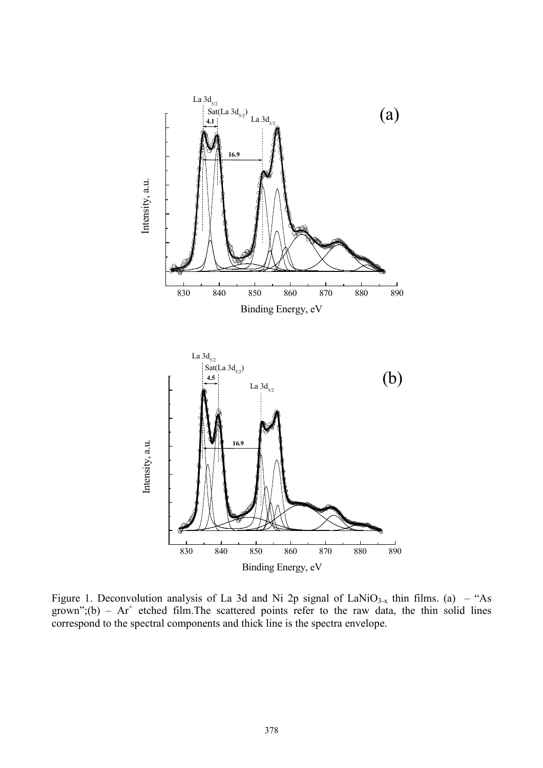Figure 1. Deconvolution analysis of La 3d and Ni 2p signal of $LaNiO_{3-x}$ thin films. (a) – "As grown";(b) – $Ar^+$ etched film.The scattered points refer to the raw data, the thin solid lines correspond to the spectral components and thick line is the spectra envelope.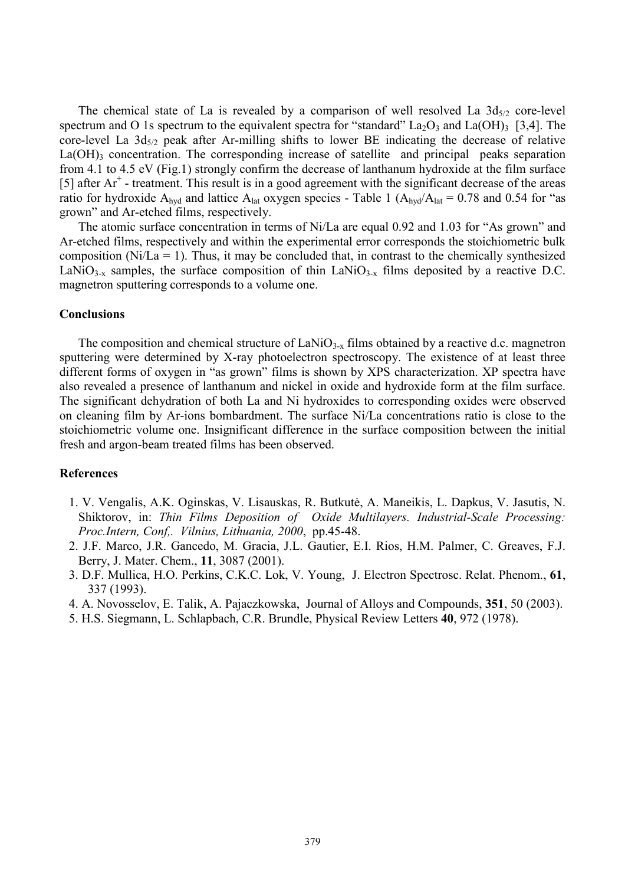The chemical state of La is revealed by a comparison of well resolved La $3d_{5/2}$ core-level spectrum and O 1s spectrum to the equivalent spectra for "standard" $La_2O_3$ and $La(OH)_3$ [3,4]. The core-level La $3d_{5/2}$ peak after Ar-milling shifts to lower BE indicating the decrease of relative $La(OH)_3$ concentration. The corresponding increase of satellite and principal peaks separation from 4.1 to 4.5 eV (Fig.1) strongly confirm the decrease of lanthanum hydroxide at the film surface [5] after $Ar^+$ - treatment. This result is in a good agreement with the significant decrease of the areas ratio for hydroxide $A_{hyd}$ and lattice $A_{lat}$ oxygen species - Table 1 ($A_{hyd}/A_{lat}$ = 0.78 and 0.54 for "as grown" and Ar-etched films, respectively.

The atomic surface concentration in terms of Ni/La are equal 0.92 and 1.03 for "As grown" and Ar-etched films, respectively and within the experimental error corresponds the stoichiometric bulk composition (Ni/La = 1). Thus, it may be concluded that, in contrast to the chemically synthesized $LaNiO_{3-x}$ samples, the surface composition of thin $LaNiO_{3-x}$ films deposited by a reactive D.C. magnetron sputtering corresponds to a volume one.

## Conclusions

The composition and chemical structure of $LaNiO_{3-x}$ films obtained by a reactive d.c. magnetron sputtering were determined by X-ray photoelectron spectroscopy. The existence of at least three different forms of oxygen in "as grown" films is shown by XPS characterization. XP spectra have also revealed a presence of lanthanum and nickel in oxide and hydroxide form at the film surface. The significant dehydration of both La and Ni hydroxides to corresponding oxides were observed on cleaning film by Ar-ions bombardment. The surface Ni/La concentrations ratio is close to the stoichiometric volume one. Insignificant difference in the surface composition between the initial fresh and argon-beam treated films has been observed.

## References

1. V. Vengalis, A.K. Oginskas, V. Lisauskas, R. Butkutė, A. Maneikis, L. Dapkus, V. Jasutis, N. Shiktorov, in: *Thin Films Deposition of Oxide Multilayers. Industrial-Scale Processing: Proc.Intern, Conf,. Vilnius, Lithuania, 2000*, pp.45-48.
2. J.F. Marco, J.R. Gancedo, M. Gracia, J.L. Gautier, E.I. Rios, H.M. Palmer, C. Greaves, F.J. Berry, J. Mater. Chem., **11**, 3087 (2001).
3. D.F. Mullica, H.O. Perkins, C.K.C. Lok, V. Young, J. Electron Spectrosc. Relat. Phenom., **61**, 337 (1993).
4. A. Novosselov, E. Talik, A. Pajaczkowska, Journal of Alloys and Compounds, **351**, 50 (2003).
5. H.S. Siegmann, L. Schlapbach, C.R. Brundle, Physical Review Letters **40**, 972 (1978).